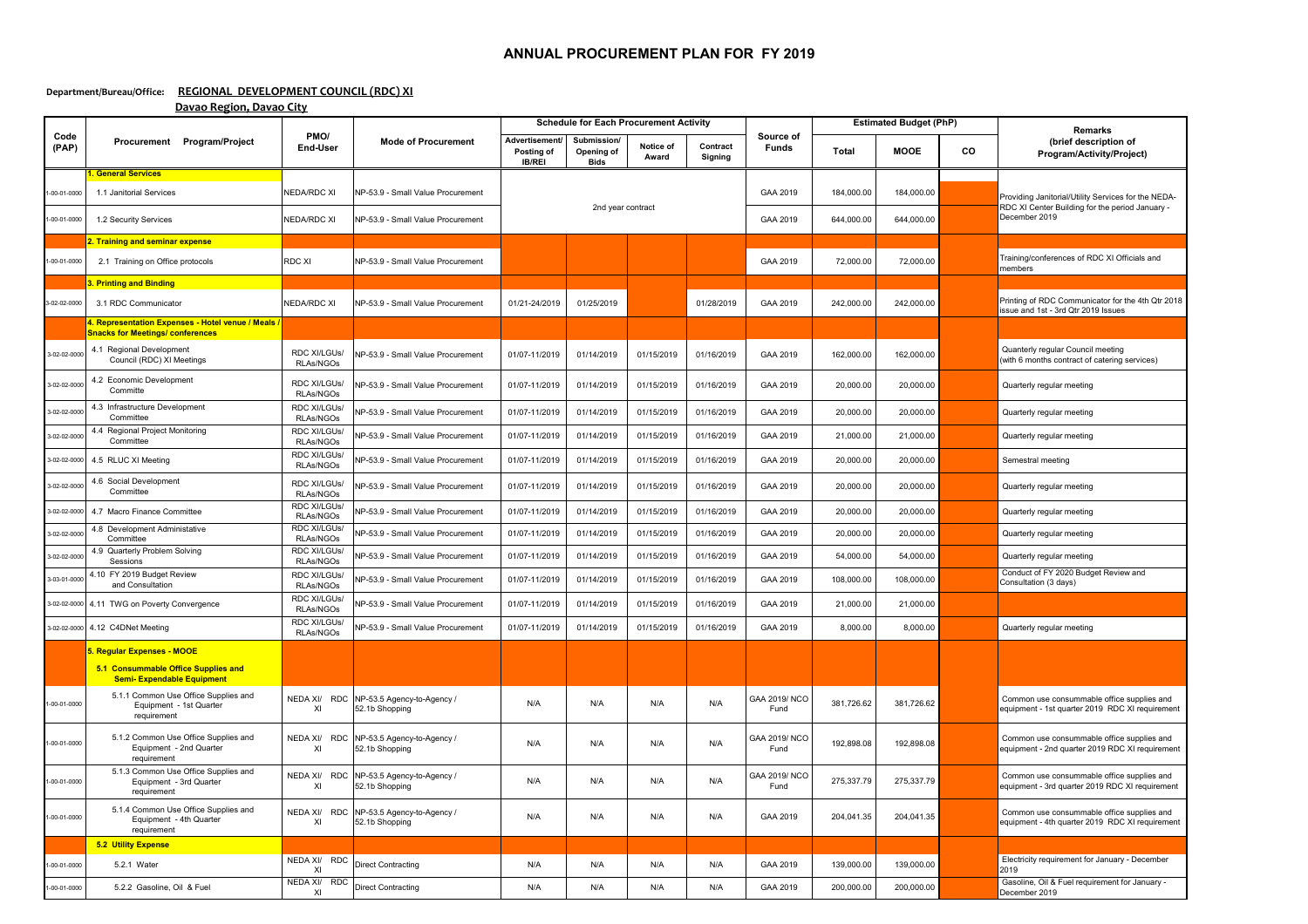# ANNUAL PROCUREMENT PLAN FOR FY 2019

**Department/Bureau/Office: REGIONAL DEVELOPMENT COUNCIL (RDC) XI**

**Davao Region, Davao City**

| Code (PAP) | Procurement Program/Project | PMO/ End-User | Mode of Procurement | Schedule for Each Procurement Activity | | | | Source of Funds | Estimated Budget (PhP) | | | Remarks (brief description of Program/Activity/Project) |
|---|---|---|---|---|---|---|---|---|---|---|---|---|
| | | | | Advertisement/ Posting of IB/REI | Submission/ Opening of Bids | Notice of Award | Contract Signing | | Total | MOOE | CO | |
| | **1. General Services** | | | | | | | | | | | |
| 1-00-01-0000 | 1.1 Janitorial Services | NEDA/RDC XI | NP-53.9 - Small Value Procurement | 2nd year contract | | | | GAA 2019 | 184,000.00 | 184,000.00 | | Providing Janitorial/Utility Services for the NEDA-RDC XI Center Building for the period January - December 2019 |
| 1-00-01-0000 | 1.2 Security Services | NEDA/RDC XI | NP-53.9 - Small Value Procurement | | | | | GAA 2019 | 644,000.00 | 644,000.00 | | |
| | **2. Training and seminar expense** | | | | | | | | | | | |
| 1-00-01-0000 | 2.1 Training on Office protocols | RDC XI | NP-53.9 - Small Value Procurement | | | | | GAA 2019 | 72,000.00 | 72,000.00 | | Training/conferences of RDC XI Officials and members |
| | **3. Printing and Binding** | | | | | | | | | | | |
| 3-02-02-0000 | 3.1 RDC Communicator | NEDA/RDC XI | NP-53.9 - Small Value Procurement | 01/21-24/2019 | 01/25/2019 | | 01/28/2019 | GAA 2019 | 242,000.00 | 242,000.00 | | Printing of RDC Communicator for the 4th Qtr 2018 issue and 1st - 3rd Qtr 2019 Issues |
| | **4. Representation Expenses - Hotel venue / Meals / Snacks for Meetings/ conferences** | | | | | | | | | | | |
| 3-02-02-0000 | 4.1 Regional Development Council (RDC) XI Meetings | RDC XI/LGUs/ RLAs/NGOs | NP-53.9 - Small Value Procurement | 01/07-11/2019 | 01/14/2019 | 01/15/2019 | 01/16/2019 | GAA 2019 | 162,000.00 | 162,000.00 | | Quanterly regular Council meeting (with 6 months contract of catering services) |
| 3-02-02-0000 | 4.2 Economic Development Committe | RDC XI/LGUs/ RLAs/NGOs | NP-53.9 - Small Value Procurement | 01/07-11/2019 | 01/14/2019 | 01/15/2019 | 01/16/2019 | GAA 2019 | 20,000.00 | 20,000.00 | | Quarterly regular meeting |
| 3-02-02-0000 | 4.3 Infrastructure Development Committee | RDC XI/LGUs/ RLAs/NGOs | NP-53.9 - Small Value Procurement | 01/07-11/2019 | 01/14/2019 | 01/15/2019 | 01/16/2019 | GAA 2019 | 20,000.00 | 20,000.00 | | Quarterly regular meeting |
| 3-02-02-0000 | 4.4 Regional Project Monitoring Committee | RDC XI/LGUs/ RLAs/NGOs | NP-53.9 - Small Value Procurement | 01/07-11/2019 | 01/14/2019 | 01/15/2019 | 01/16/2019 | GAA 2019 | 21,000.00 | 21,000.00 | | Quarterly regular meeting |
| 3-02-02-0000 | 4.5 RLUC XI Meeting | RDC XI/LGUs/ RLAs/NGOs | NP-53.9 - Small Value Procurement | 01/07-11/2019 | 01/14/2019 | 01/15/2019 | 01/16/2019 | GAA 2019 | 20,000.00 | 20,000.00 | | Semestral meeting |
| 3-02-02-0000 | 4.6 Social Development Committee | RDC XI/LGUs/ RLAs/NGOs | NP-53.9 - Small Value Procurement | 01/07-11/2019 | 01/14/2019 | 01/15/2019 | 01/16/2019 | GAA 2019 | 20,000.00 | 20,000.00 | | Quarterly regular meeting |
| 3-02-02-0000 | 4.7 Macro Finance Committee | RDC XI/LGUs/ RLAs/NGOs | NP-53.9 - Small Value Procurement | 01/07-11/2019 | 01/14/2019 | 01/15/2019 | 01/16/2019 | GAA 2019 | 20,000.00 | 20,000.00 | | Quarterly regular meeting |
| 3-02-02-0000 | 4.8 Development Administative Committee | RDC XI/LGUs/ RLAs/NGOs | NP-53.9 - Small Value Procurement | 01/07-11/2019 | 01/14/2019 | 01/15/2019 | 01/16/2019 | GAA 2019 | 20,000.00 | 20,000.00 | | Quarterly regular meeting |
| 3-02-02-0000 | 4.9 Quarterly Problem Solving Sessions | RDC XI/LGUs/ RLAs/NGOs | NP-53.9 - Small Value Procurement | 01/07-11/2019 | 01/14/2019 | 01/15/2019 | 01/16/2019 | GAA 2019 | 54,000.00 | 54,000.00 | | Quarterly regular meeting |
| 3-03-01-0000 | 4.10 FY 2019 Budget Review and Consultation | RDC XI/LGUs/ RLAs/NGOs | NP-53.9 - Small Value Procurement | 01/07-11/2019 | 01/14/2019 | 01/15/2019 | 01/16/2019 | GAA 2019 | 108,000.00 | 108,000.00 | | Conduct of FY 2020 Budget Review and Consultation (3 days) |
| 3-02-02-0000 | 4.11 TWG on Poverty Convergence | RDC XI/LGUs/ RLAs/NGOs | NP-53.9 - Small Value Procurement | 01/07-11/2019 | 01/14/2019 | 01/15/2019 | 01/16/2019 | GAA 2019 | 21,000.00 | 21,000.00 | | |
| 3-02-02-0000 | 4.12 C4DNet Meeting | RDC XI/LGUs/ RLAs/NGOs | NP-53.9 - Small Value Procurement | 01/07-11/2019 | 01/14/2019 | 01/15/2019 | 01/16/2019 | GAA 2019 | 8,000.00 | 8,000.00 | | Quarterly regular meeting |
| | **5. Regular Expenses - MOOE** | | | | | | | | | | | |
| | **5.1 Consummable Office Supplies and Semi- Expendable Equipment** | | | | | | | | | | | |
| 1-00-01-0000 | 5.1.1 Common Use Office Supplies and Equipment - 1st Quarter requirement | NEDA XI/ RDC XI | NP-53.5 Agency-to-Agency / 52.1b Shopping | N/A | N/A | N/A | N/A | GAA 2019/ NCO Fund | 381,726.62 | 381,726.62 | | Common use consummable office supplies and equipment - 1st quarter 2019 RDC XI requirement |
| 1-00-01-0000 | 5.1.2 Common Use Office Supplies and Equipment - 2nd Quarter requirement | NEDA XI/ RDC XI | NP-53.5 Agency-to-Agency / 52.1b Shopping | N/A | N/A | N/A | N/A | GAA 2019/ NCO Fund | 192,898.08 | 192,898.08 | | Common use consummable office supplies and equipment - 2nd quarter 2019 RDC XI requirement |
| 1-00-01-0000 | 5.1.3 Common Use Office Supplies and Equipment - 3rd Quarter requirement | NEDA XI/ RDC XI | NP-53.5 Agency-to-Agency / 52.1b Shopping | N/A | N/A | N/A | N/A | GAA 2019/ NCO Fund | 275,337.79 | 275,337.79 | | Common use consummable office supplies and equipment - 3rd quarter 2019 RDC XI requirement |
| 1-00-01-0000 | 5.1.4 Common Use Office Supplies and Equipment - 4th Quarter requirement | NEDA XI/ RDC XI | NP-53.5 Agency-to-Agency / 52.1b Shopping | N/A | N/A | N/A | N/A | GAA 2019 | 204,041.35 | 204,041.35 | | Common use consummable office supplies and equipment - 4th quarter 2019 RDC XI requirement |
| | **5.2 Utility Expense** | | | | | | | | | | | |
| 1-00-01-0000 | 5.2.1 Water | NEDA XI/ RDC XI | Direct Contracting | N/A | N/A | N/A | N/A | GAA 2019 | 139,000.00 | 139,000.00 | | Electricity requirement for January - December 2019 |
| 1-00-01-0000 | 5.2.2 Gasoline, Oil & Fuel | NEDA XI/ RDC XI | Direct Contracting | N/A | N/A | N/A | N/A | GAA 2019 | 200,000.00 | 200,000.00 | | Gasoline, Oil & Fuel requirement for January - December 2019 |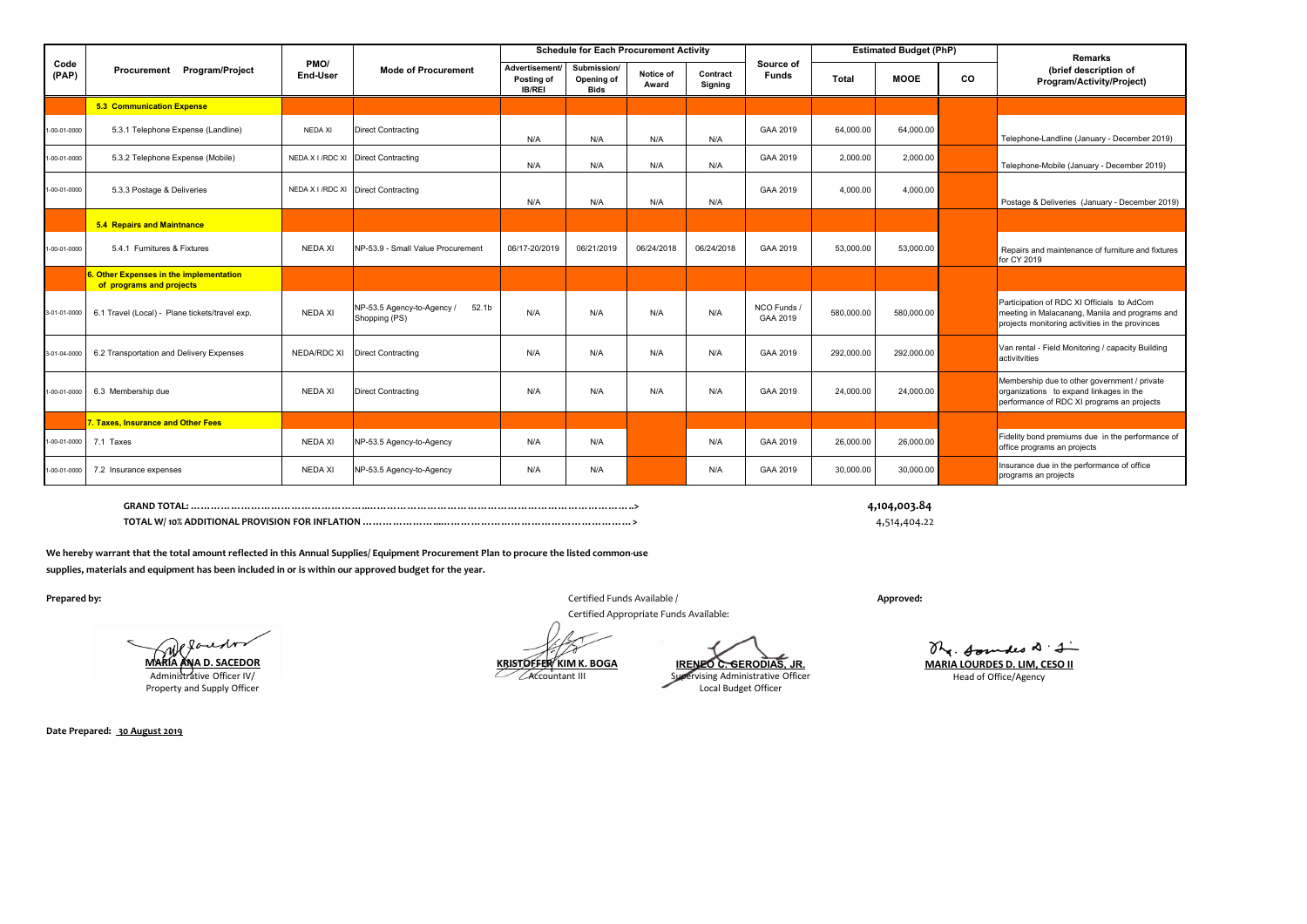| Code (PAP) | Procurement Program/Project | PMO/ End-User | Mode of Procurement | Schedule for Each Procurement Activity | | | | Source of Funds | Estimated Budget (PhP) | | | Remarks (brief description of Program/Activity/Project) |
|---|---|---|---|---|---|---|---|---|---|---|---|---|
| | | | | Advertisement/ Posting of IB/REI | Submission/ Opening of Bids | Notice of Award | Contract Signing | | Total | MOOE | CO | |
| | **5.3 Communication Expense** | | | | | | | | | | | |
| 1-00-01-0000 | 5.3.1 Telephone Expense (Landline) | NEDA XI | Direct Contracting | N/A | N/A | N/A | N/A | GAA 2019 | 64,000.00 | 64,000.00 | | Telephone-Landline (January - December 2019) |
| 1-00-01-0000 | 5.3.2 Telephone Expense (Mobile) | NEDA X I /RDC XI | Direct Contracting | N/A | N/A | N/A | N/A | GAA 2019 | 2,000.00 | 2,000.00 | | Telephone-Mobile (January - December 2019) |
| 1-00-01-0000 | 5.3.3 Postage & Deliveries | NEDA X I /RDC XI | Direct Contracting | N/A | N/A | N/A | N/A | GAA 2019 | 4,000.00 | 4,000.00 | | Postage & Deliveries (January - December 2019) |
| | **5.4 Repairs and Maintnance** | | | | | | | | | | | |
| 1-00-01-0000 | 5.4.1 Furnitures & Fixtures | NEDA XI | NP-53.9 - Small Value Procurement | 06/17-20/2019 | 06/21/2019 | 06/24/2018 | 06/24/2018 | GAA 2019 | 53,000.00 | 53,000.00 | | Repairs and maintenance of furniture and fixtures for CY 2019 |
| | **6. Other Expenses in the implementation of programs and projects** | | | | | | | | | | | |
| 3-01-01-0000 | 6.1 Travel (Local) - Plane tickets/travel exp. | NEDA XI | NP-53.5 Agency-to-Agency / 52.1b Shopping (PS) | N/A | N/A | N/A | N/A | NCO Funds / GAA 2019 | 580,000.00 | 580,000.00 | | Participation of RDC XI Officials to AdCom meeting in Malacanang, Manila and programs and projects monitoring activities in the provinces |
| 3-01-04-0000 | 6.2 Transportation and Delivery Expenses | NEDA/RDC XI | Direct Contracting | N/A | N/A | N/A | N/A | GAA 2019 | 292,000.00 | 292,000.00 | | Van rental - Field Monitoring / capacity Building activitvities |
| 1-00-01-0000 | 6.3 Membership due | NEDA XI | Direct Contracting | N/A | N/A | N/A | N/A | GAA 2019 | 24,000.00 | 24,000.00 | | Membership due to other government / private organizations to expand linkages in the performance of RDC XI programs an projects |
| | **7. Taxes, Insurance and Other Fees** | | | | | | | | | | | |
| 1-00-01-0000 | 7.1 Taxes | NEDA XI | NP-53.5 Agency-to-Agency | N/A | N/A | | N/A | GAA 2019 | 26,000.00 | 26,000.00 | | Fidelity bond premiums due in the performance of office programs an projects |
| 1-00-01-0000 | 7.2 Insurance expenses | NEDA XI | NP-53.5 Agency-to-Agency | N/A | N/A | | N/A | GAA 2019 | 30,000.00 | 30,000.00 | | Insurance due in the performance of office programs an projects |

**GRAND TOTAL: ……………………………………………………………………………………………………………..> 4,104,003.84**

**TOTAL W/ 10% ADDITIONAL PROVISION FOR INFLATION ……………………………………………………………………..>** 4,514,404.22

**We hereby warrant that the total amount reflected in this Annual Supplies/ Equipment Procurement Plan to procure the listed common-use supplies, materials and equipment has been included in or is within our approved budget for the year.**

**Prepared by:**

**MARIA ANA D. SACEDOR**
Administrative Officer IV/
Property and Supply Officer

Certified Funds Available /
Certified Appropriate Funds Available:

**KRISTOFFER KIM K. BOGA**
Accountant III

**IRENEO C. GERODIAS, JR.**
Supervising Administrative Officer
Local Budget Officer

**Approved:**

**MARIA LOURDES D. LIM, CESO II**
Head of Office/Agency

**Date Prepared: 30 August 2019**